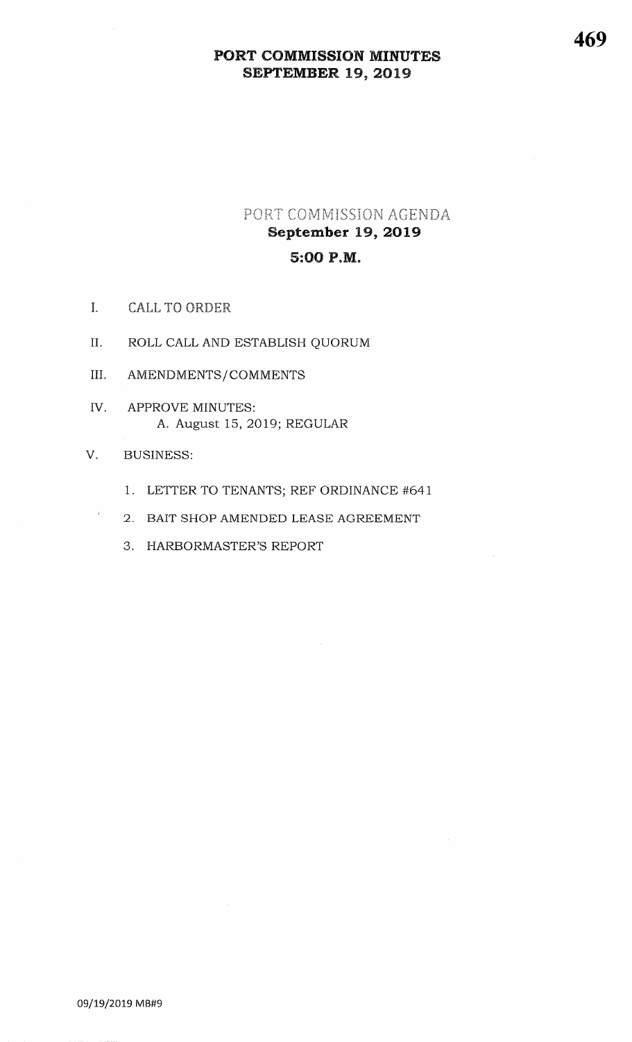# PORT COMMISSION MINUTES
# SEPTEMBER 19, 2019

## PORT COMMISSION AGENDA
## September 19, 2019
## 5:00 P.M.

I. CALL TO ORDER

II. ROLL CALL AND ESTABLISH QUORUM

III. AMENDMENTS/COMMENTS

IV. APPROVE MINUTES:
    A. August 15, 2019; REGULAR

V. BUSINESS:

1. LETTER TO TENANTS; REF ORDINANCE #641
2. BAIT SHOP AMENDED LEASE AGREEMENT
3. HARBORMASTER'S REPORT

09/19/2019 MB#9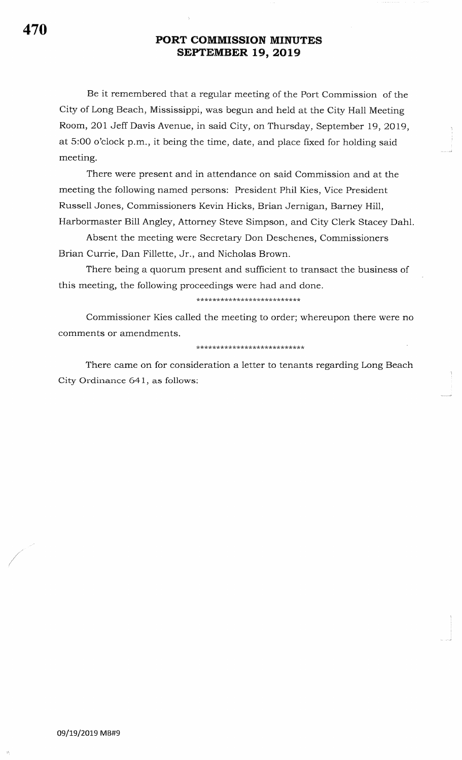# PORT COMMISSION MINUTES
## SEPTEMBER 19, 2019

Be it remembered that a regular meeting of the Port Commission of the City of Long Beach, Mississippi, was begun and held at the City Hall Meeting Room, 201 Jeff Davis Avenue, in said City, on Thursday, September 19, 2019, at 5:00 o'clock p.m., it being the time, date, and place fixed for holding said meeting.

There were present and in attendance on said Commission and at the meeting the following named persons: President Phil Kies, Vice President Russell Jones, Commissioners Kevin Hicks, Brian Jernigan, Barney Hill, Harbormaster Bill Angley, Attorney Steve Simpson, and City Clerk Stacey Dahl.

Absent the meeting were Secretary Don Deschenes, Commissioners Brian Currie, Dan Fillette, Jr., and Nicholas Brown.

There being a quorum present and sufficient to transact the business of this meeting, the following proceedings were had and done.

**************************

Commissioner Kies called the meeting to order; whereupon there were no comments or amendments.

**************************

There came on for consideration a letter to tenants regarding Long Beach City Ordinance 641, as follows:

09/19/2019 MB#9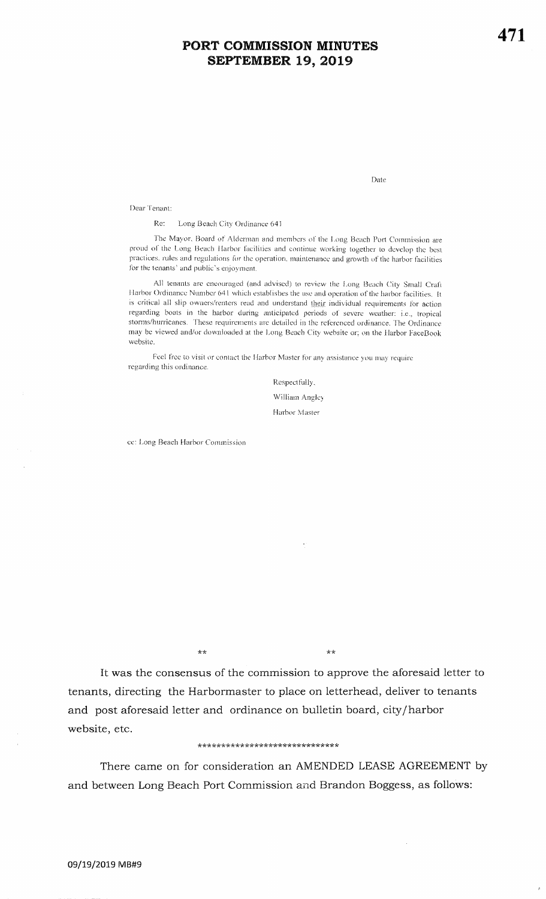Date

Dear Tenant:

Re: Long Beach City Ordinance 641

The Mayor, Board of Alderman and members of the Long Beach Port Commission are proud of the Long Beach Harbor facilities and continue working together to develop the best practices, rules and regulations for the operation, maintenance and growth of the harbor facilities for the tenants' and public's enjoyment.

All tenants are encouraged (and advised) to review the Long Beach City Small Craft Harbor Ordinance Number 641 which establishes the use and operation of the harbor facilities. It is critical all slip owners/renters read and understand their individual requirements for action regarding boats in the harbor during anticipated periods of severe weather: i.e., tropical storms/hurricanes. These requirements are detailed in the referenced ordinance. The Ordinance may be viewed and/or downloaded at the Long Beach City website or; on the Harbor FaceBook website.

Feel free to visit or contact the Harbor Master for any assistance you may require regarding this ordinance.

Respectfully,

William Angley

Harbor Master

cc: Long Beach Harbor Commission

** **

It was the consensus of the commission to approve the aforesaid letter to tenants, directing the Harbormaster to place on letterhead, deliver to tenants and post aforesaid letter and ordinance on bulletin board, city/harbor website, etc.

\*\*\*\*\*\*\*\*\*\*\*\*\*\*\*\*\*\*\*\*\*\*\*\*\*\*\*\*\*\*

There came on for consideration an AMENDED LEASE AGREEMENT by and between Long Beach Port Commission and Brandon Boggess, as follows:

09/19/2019 MB#9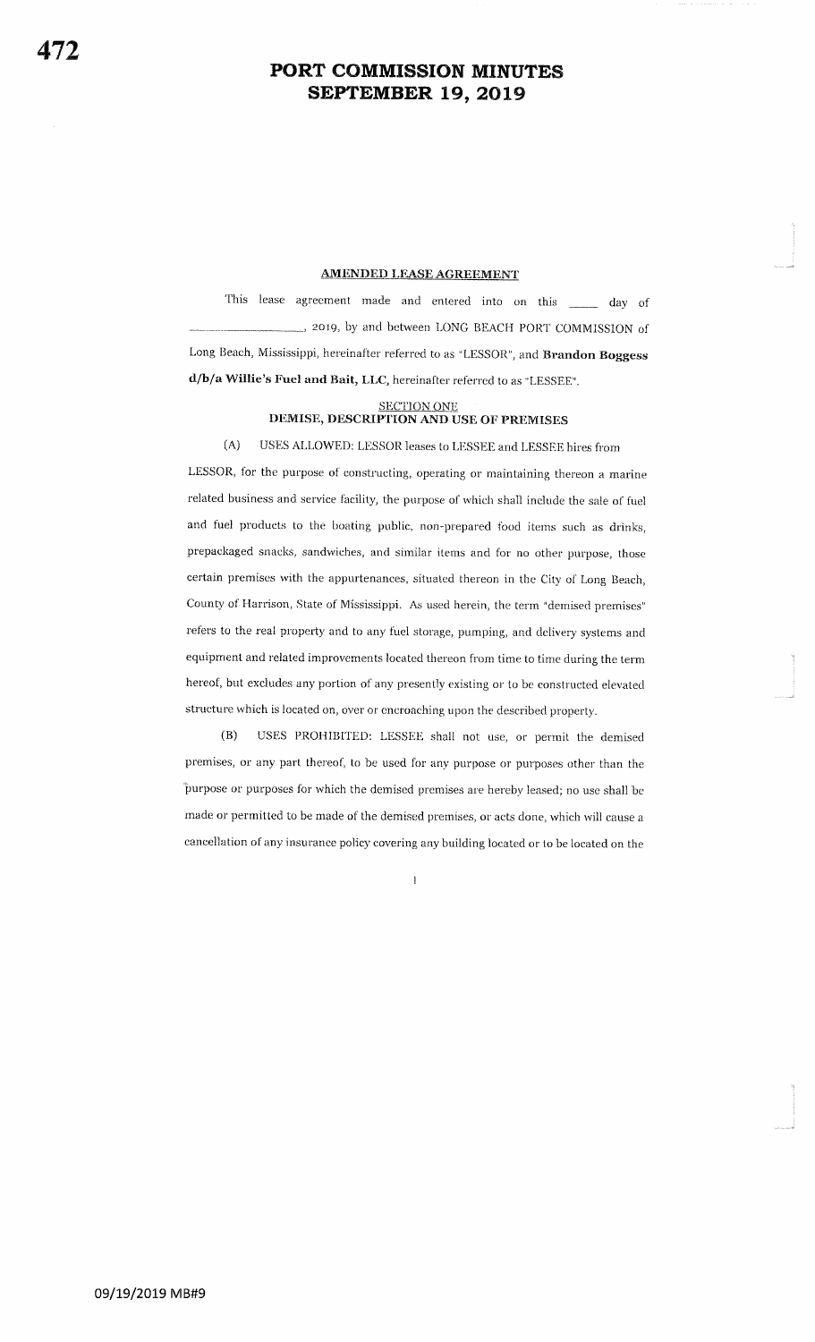## AMENDED LEASE AGREEMENT

This lease agreement made and entered into on this _____ day of _________________, 2019, by and between LONG BEACH PORT COMMISSION of Long Beach, Mississippi, hereinafter referred to as "LESSOR", and **Brandon Boggess d/b/a Willie's Fuel and Bait, LLC,** hereinafter referred to as "LESSEE".

### SECTION ONE
### DEMISE, DESCRIPTION AND USE OF PREMISES

(A) USES ALLOWED: LESSOR leases to LESSEE and LESSEE hires from LESSOR, for the purpose of constructing, operating or maintaining thereon a marine related business and service facility, the purpose of which shall include the sale of fuel and fuel products to the boating public, non-prepared food items such as drinks, prepackaged snacks, sandwiches, and similar items and for no other purpose, those certain premises with the appurtenances, situated thereon in the City of Long Beach, County of Harrison, State of Mississippi. As used herein, the term "demised premises" refers to the real property and to any fuel storage, pumping, and delivery systems and equipment and related improvements located thereon from time to time during the term hereof, but excludes any portion of any presently existing or to be constructed elevated structure which is located on, over or encroaching upon the described property.

(B) USES PROHIBITED: LESSEE shall not use, or permit the demised premises, or any part thereof, to be used for any purpose or purposes other than the purpose or purposes for which the demised premises are hereby leased; no use shall be made or permitted to be made of the demised premises, or acts done, which will cause a cancellation of any insurance policy covering any building located or to be located on the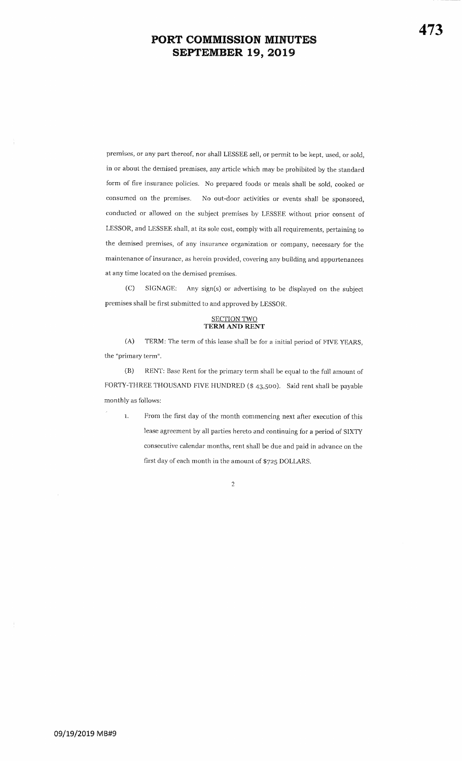premises, or any part thereof, nor shall LESSEE sell, or permit to be kept, used, or sold, in or about the demised premises, any article which may be prohibited by the standard form of fire insurance policies. No prepared foods or meals shall be sold, cooked or consumed on the premises. No out-door activities or events shall be sponsored, conducted or allowed on the subject premises by LESSEE without prior consent of LESSOR, and LESSEE shall, at its sole cost, comply with all requirements, pertaining to the demised premises, of any insurance organization or company, necessary for the maintenance of insurance, as herein provided, covering any building and appurtenances at any time located on the demised premises.

(C) SIGNAGE: Any sign(s) or advertising to be displayed on the subject premises shall be first submitted to and approved by LESSOR.

## SECTION TWO
## TERM AND RENT

(A) TERM: The term of this lease shall be for a initial period of FIVE YEARS, the "primary term".

(B) RENT: Base Rent for the primary term shall be equal to the full amount of FORTY-THREE THOUSAND FIVE HUNDRED ($ 43,500). Said rent shall be payable monthly as follows:

1. From the first day of the month commencing next after execution of this lease agreement by all parties hereto and continuing for a period of SIXTY consecutive calendar months, rent shall be due and paid in advance on the first day of each month in the amount of $725 DOLLARS.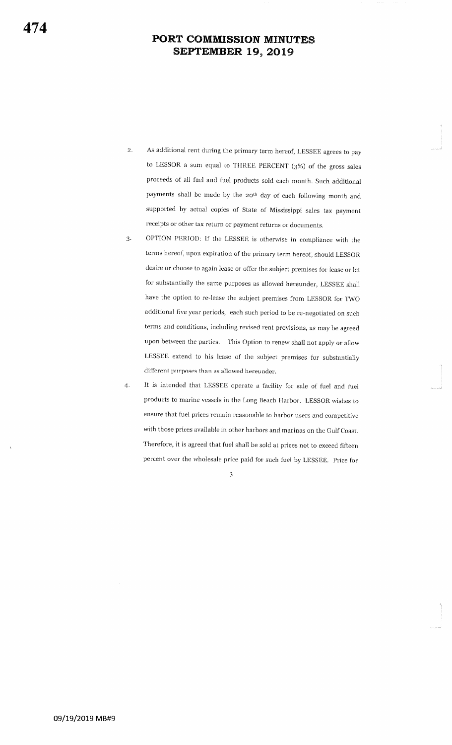2. As additional rent during the primary term hereof, LESSEE agrees to pay to LESSOR a sum equal to THREE PERCENT (3%) of the gross sales proceeds of all fuel and fuel products sold each month. Such additional payments shall be made by the 20th day of each following month and supported by actual copies of State of Mississippi sales tax payment receipts or other tax return or payment returns or documents.

3. OPTION PERIOD: If the LESSEE is otherwise in compliance with the terms hereof, upon expiration of the primary term hereof, should LESSOR desire or choose to again lease or offer the subject premises for lease or let for substantially the same purposes as allowed hereunder, LESSEE shall have the option to re-lease the subject premises from LESSOR for TWO additional five year periods, each such period to be re-negotiated on such terms and conditions, including revised rent provisions, as may be agreed upon between the parties. This Option to renew shall not apply or allow LESSEE extend to his lease of the subject premises for substantially different purposes than as allowed hereunder.

4. It is intended that LESSEE operate a facility for sale of fuel and fuel products to marine vessels in the Long Beach Harbor. LESSOR wishes to ensure that fuel prices remain reasonable to harbor users and competitive with those prices available in other harbors and marinas on the Gulf Coast. Therefore, it is agreed that fuel shall be sold at prices not to exceed fifteen percent over the wholesale price paid for such fuel by LESSEE. Price for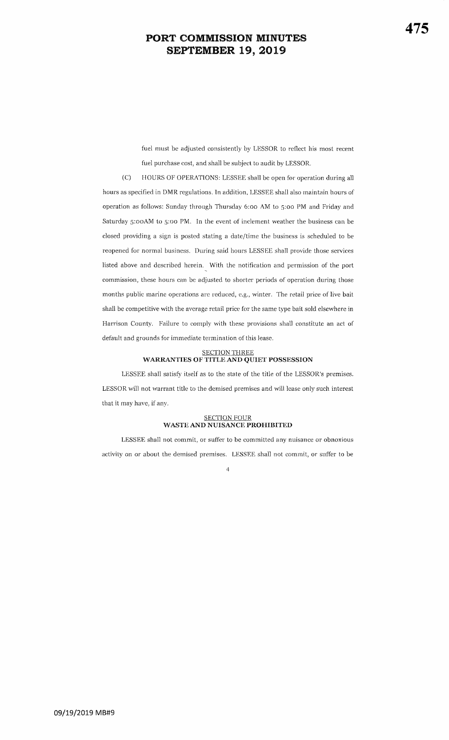fuel must be adjusted consistently by LESSOR to reflect his most recent fuel purchase cost, and shall be subject to audit by LESSOR.

(C) HOURS OF OPERATIONS: LESSEE shall be open for operation during all hours as specified in DMR regulations. In addition, LESSEE shall also maintain hours of operation as follows: Sunday through Thursday 6:00 AM to 5:00 PM and Friday and Saturday 5:00AM to 5:00 PM. In the event of inclement weather the business can be closed providing a sign is posted stating a date/time the business is scheduled to be reopened for normal business. During said hours LESSEE shall provide those services listed above and described herein. With the notification and permission of the port commission, these hours can be adjusted to shorter periods of operation during those months public marine operations are reduced, e.g., winter. The retail price of live bait shall be competitive with the average retail price for the same type bait sold elsewhere in Harrison County. Failure to comply with these provisions shall constitute an act of default and grounds for immediate termination of this lease.

## SECTION THREE
## WARRANTIES OF TITLE AND QUIET POSSESSION

LESSEE shall satisfy itself as to the state of the title of the LESSOR's premises. LESSOR will not warrant title to the demised premises and will lease only such interest that it may have, if any.

## SECTION FOUR
## WASTE AND NUISANCE PROHIBITED

LESSEE shall not commit, or suffer to be committed any nuisance or obnoxious activity on or about the demised premises. LESSEE shall not commit, or suffer to be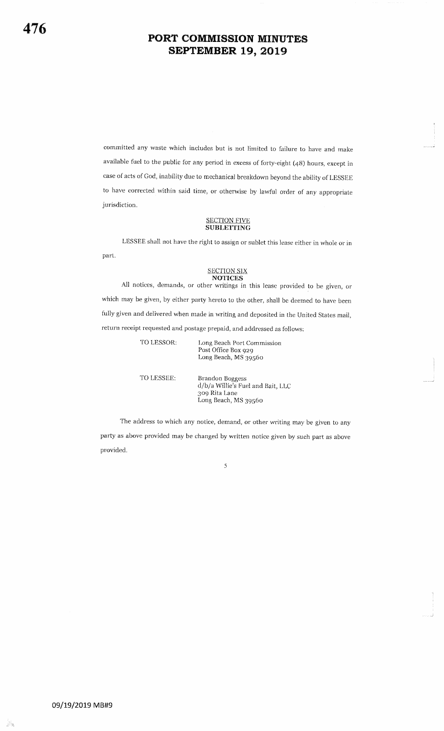committed any waste which includes but is not limited to failure to have and make available fuel to the public for any period in excess of forty-eight (48) hours, except in case of acts of God, inability due to mechanical breakdown beyond the ability of LESSEE to have corrected within said time, or otherwise by lawful order of any appropriate jurisdiction.

## SECTION FIVE
## SUBLETTING

LESSEE shall not have the right to assign or sublet this lease either in whole or in part.

## SECTION SIX
## NOTICES

All notices, demands, or other writings in this lease provided to be given, or which may be given, by either party hereto to the other, shall be deemed to have been fully given and delivered when made in writing and deposited in the United States mail, return receipt requested and postage prepaid, and addressed as follows:

TO LESSOR: Long Beach Port Commission
Post Office Box 929
Long Beach, MS 39560

TO LESSEE: Brandon Boggess
d/b/a Willie's Fuel and Bait, LLC
309 Rita Lane
Long Beach, MS 39560

The address to which any notice, demand, or other writing may be given to any party as above provided may be changed by written notice given by such part as above provided.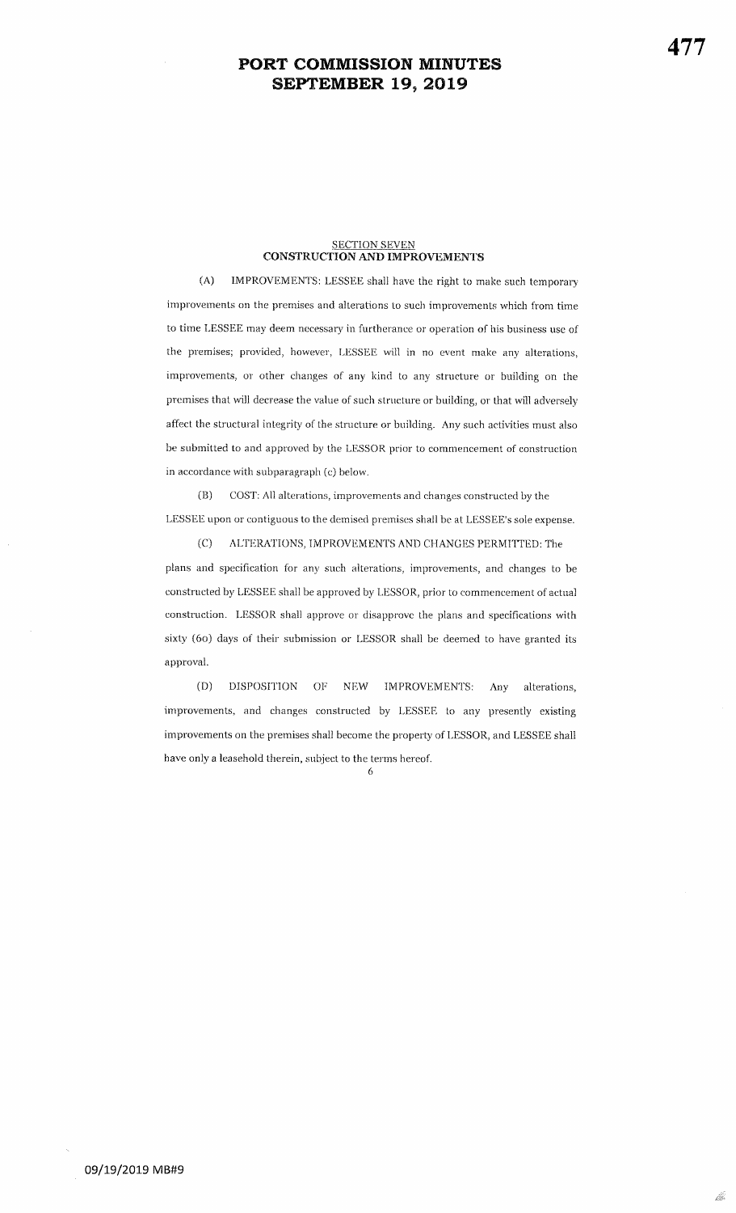## SECTION SEVEN
## CONSTRUCTION AND IMPROVEMENTS

(A) IMPROVEMENTS: LESSEE shall have the right to make such temporary improvements on the premises and alterations to such improvements which from time to time LESSEE may deem necessary in furtherance or operation of his business use of the premises; provided, however, LESSEE will in no event make any alterations, improvements, or other changes of any kind to any structure or building on the premises that will decrease the value of such structure or building, or that will adversely affect the structural integrity of the structure or building. Any such activities must also be submitted to and approved by the LESSOR prior to commencement of construction in accordance with subparagraph (c) below.

(B) COST: All alterations, improvements and changes constructed by the LESSEE upon or contiguous to the demised premises shall be at LESSEE's sole expense.

(C) ALTERATIONS, IMPROVEMENTS AND CHANGES PERMITTED: The plans and specification for any such alterations, improvements, and changes to be constructed by LESSEE shall be approved by LESSOR, prior to commencement of actual construction. LESSOR shall approve or disapprove the plans and specifications with sixty (60) days of their submission or LESSOR shall be deemed to have granted its approval.

(D) DISPOSITION OF NEW IMPROVEMENTS: Any alterations, improvements, and changes constructed by LESSEE to any presently existing improvements on the premises shall become the property of LESSOR, and LESSEE shall have only a leasehold therein, subject to the terms hereof.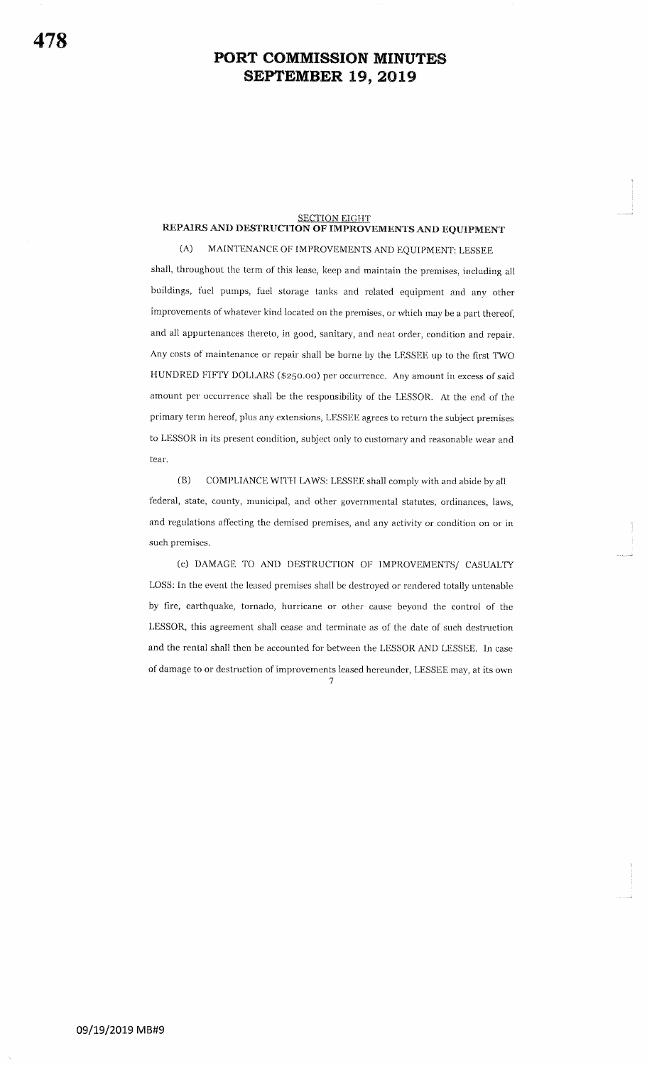## SECTION EIGHT
## REPAIRS AND DESTRUCTION OF IMPROVEMENTS AND EQUIPMENT

(A) MAINTENANCE OF IMPROVEMENTS AND EQUIPMENT: LESSEE shall, throughout the term of this lease, keep and maintain the premises, including all buildings, fuel pumps, fuel storage tanks and related equipment and any other improvements of whatever kind located on the premises, or which may be a part thereof, and all appurtenances thereto, in good, sanitary, and neat order, condition and repair. Any costs of maintenance or repair shall be borne by the LESSEE up to the first TWO HUNDRED FIFTY DOLLARS ($250.00) per occurrence. Any amount in excess of said amount per occurrence shall be the responsibility of the LESSOR. At the end of the primary term hereof, plus any extensions, LESSEE agrees to return the subject premises to LESSOR in its present condition, subject only to customary and reasonable wear and tear.

(B) COMPLIANCE WITH LAWS: LESSEE shall comply with and abide by all federal, state, county, municipal, and other governmental statutes, ordinances, laws, and regulations affecting the demised premises, and any activity or condition on or in such premises.

(c) DAMAGE TO AND DESTRUCTION OF IMPROVEMENTS/ CASUALTY LOSS: In the event the leased premises shall be destroyed or rendered totally untenable by fire, earthquake, tornado, hurricane or other cause beyond the control of the LESSOR, this agreement shall cease and terminate as of the date of such destruction and the rental shall then be accounted for between the LESSOR AND LESSEE. In case of damage to or destruction of improvements leased hereunder, LESSEE may, at its own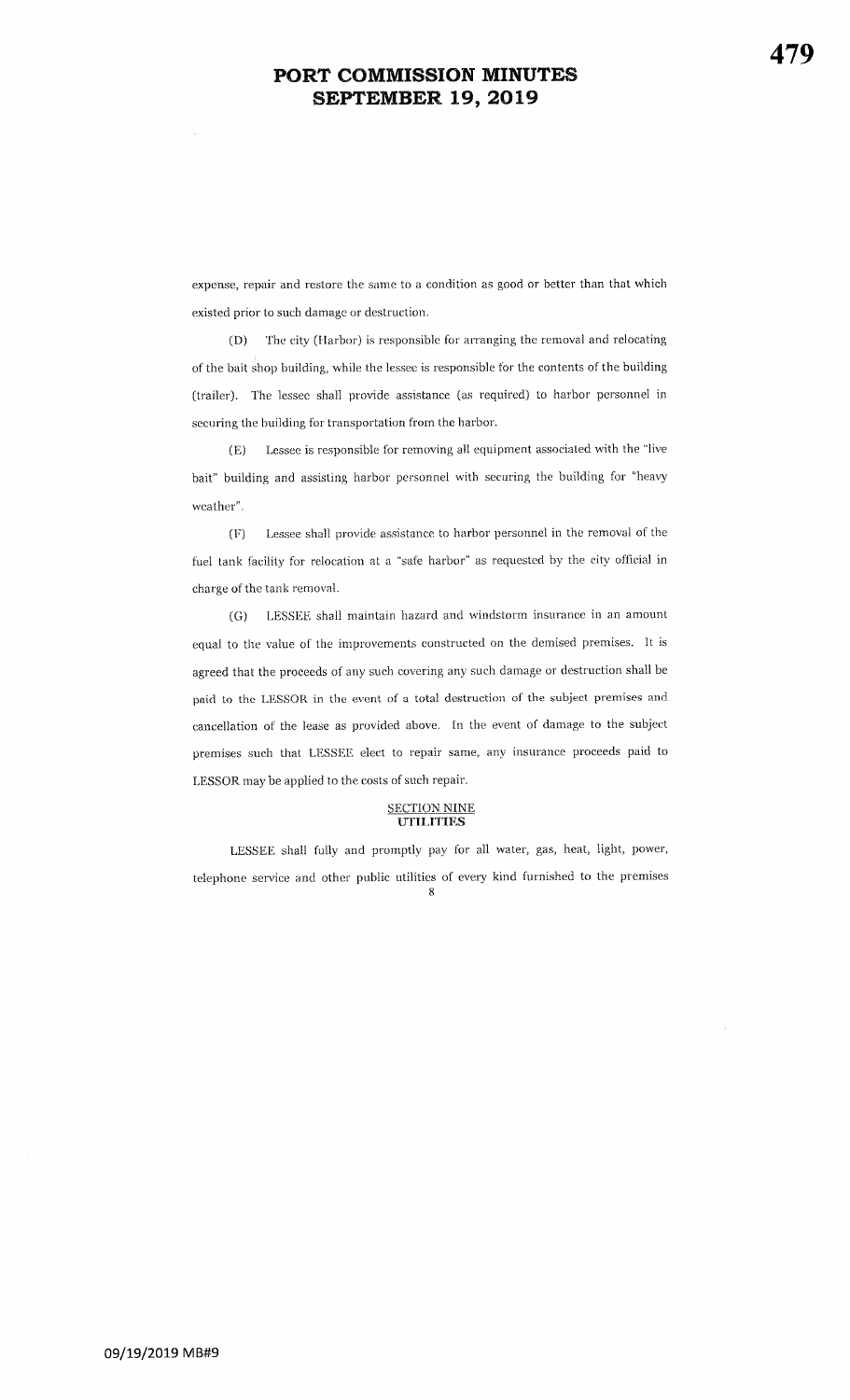expense, repair and restore the same to a condition as good or better than that which existed prior to such damage or destruction.

(D) The city (Harbor) is responsible for arranging the removal and relocating of the bait shop building, while the lessee is responsible for the contents of the building (trailer). The lessee shall provide assistance (as required) to harbor personnel in securing the building for transportation from the harbor.

(E) Lessee is responsible for removing all equipment associated with the "live bait" building and assisting harbor personnel with securing the building for "heavy weather".

(F) Lessee shall provide assistance to harbor personnel in the removal of the fuel tank facility for relocation at a "safe harbor" as requested by the city official in charge of the tank removal.

(G) LESSEE shall maintain hazard and windstorm insurance in an amount equal to the value of the improvements constructed on the demised premises. It is agreed that the proceeds of any such covering any such damage or destruction shall be paid to the LESSOR in the event of a total destruction of the subject premises and cancellation of the lease as provided above. In the event of damage to the subject premises such that LESSEE elect to repair same, any insurance proceeds paid to LESSOR may be applied to the costs of such repair.

## SECTION NINE
## UTILITIES

LESSEE shall fully and promptly pay for all water, gas, heat, light, power, telephone service and other public utilities of every kind furnished to the premises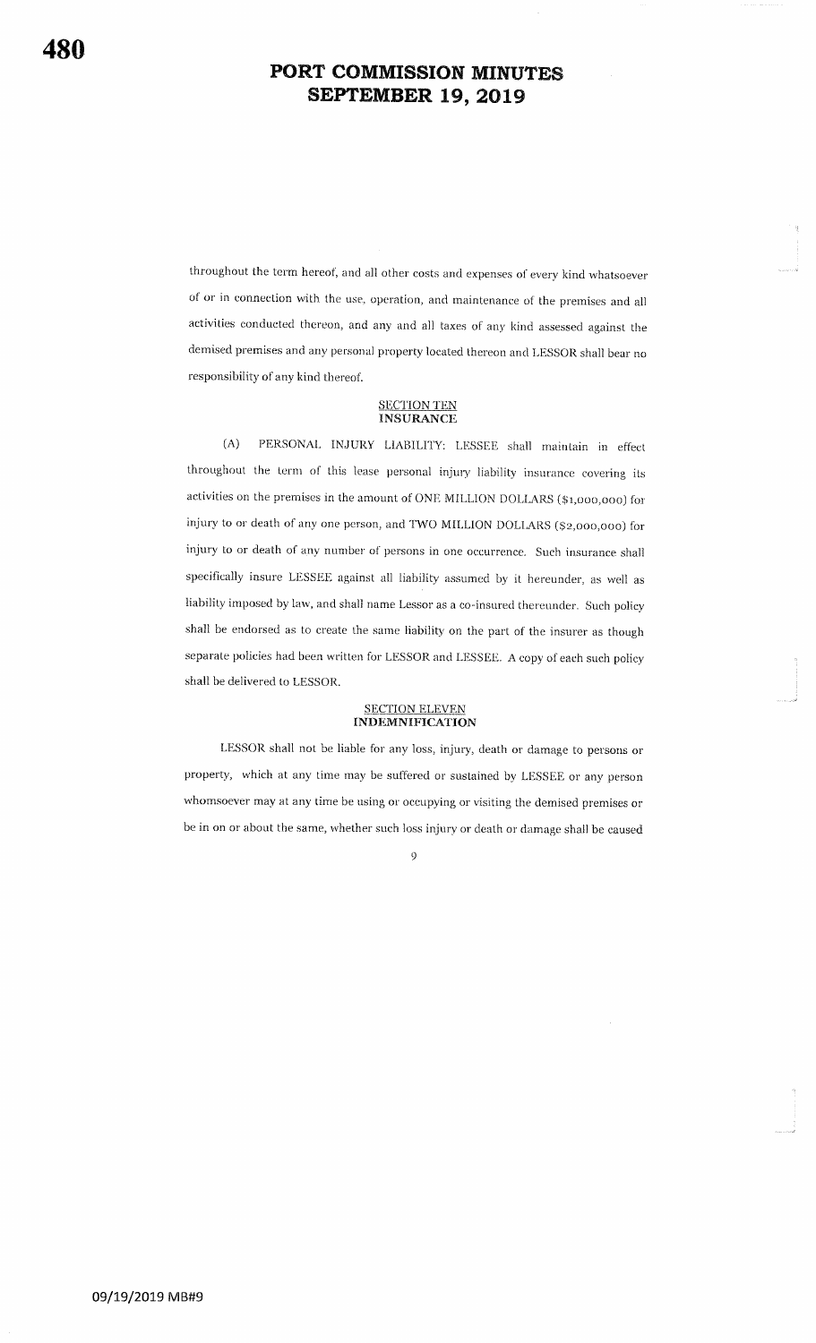throughout the term hereof, and all other costs and expenses of every kind whatsoever of or in connection with the use, operation, and maintenance of the premises and all activities conducted thereon, and any and all taxes of any kind assessed against the demised premises and any personal property located thereon and LESSOR shall bear no responsibility of any kind thereof.

## SECTION TEN
## INSURANCE

(A) PERSONAL INJURY LIABILITY: LESSEE shall maintain in effect throughout the term of this lease personal injury liability insurance covering its activities on the premises in the amount of ONE MILLION DOLLARS ($1,000,000) for injury to or death of any one person, and TWO MILLION DOLLARS ($2,000,000) for injury to or death of any number of persons in one occurrence. Such insurance shall specifically insure LESSEE against all liability assumed by it hereunder, as well as liability imposed by law, and shall name Lessor as a co-insured thereunder. Such policy shall be endorsed as to create the same liability on the part of the insurer as though separate policies had been written for LESSOR and LESSEE. A copy of each such policy shall be delivered to LESSOR.

## SECTION ELEVEN
## INDEMNIFICATION

LESSOR shall not be liable for any loss, injury, death or damage to persons or property, which at any time may be suffered or sustained by LESSEE or any person whomsoever may at any time be using or occupying or visiting the demised premises or be in on or about the same, whether such loss injury or death or damage shall be caused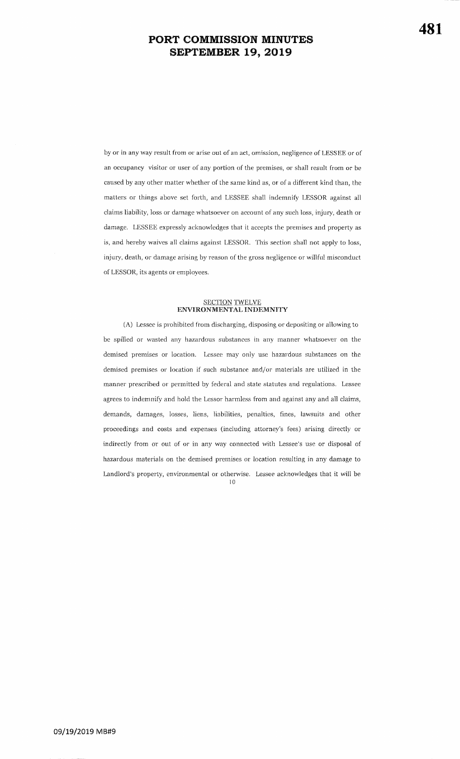by or in any way result from or arise out of an act, omission, negligence of LESSEE or of an occupancy visitor or user of any portion of the premises, or shall result from or be caused by any other matter whether of the same kind as, or of a different kind than, the matters or things above set forth, and LESSEE shall indemnify LESSOR against all claims liability, loss or damage whatsoever on account of any such loss, injury, death or damage. LESSEE expressly acknowledges that it accepts the premises and property as is, and hereby waives all claims against LESSOR. This section shall not apply to loss, injury, death, or damage arising by reason of the gross negligence or willful misconduct of LESSOR, its agents or employees.

## SECTION TWELVE
## ENVIRONMENTAL INDEMNITY

(A) Lessee is prohibited from discharging, disposing or depositing or allowing to be spilled or wasted any hazardous substances in any manner whatsoever on the demised premises or location. Lessee may only use hazardous substances on the demised premises or location if such substance and/or materials are utilized in the manner prescribed or permitted by federal and state statutes and regulations. Lessee agrees to indemnify and hold the Lessor harmless from and against any and all claims, demands, damages, losses, liens, liabilities, penalties, fines, lawsuits and other proceedings and costs and expenses (including attorney's fees) arising directly or indirectly from or out of or in any way connected with Lessee's use or disposal of hazardous materials on the demised premises or location resulting in any damage to Landlord's property, environmental or otherwise. Lessee acknowledges that it will be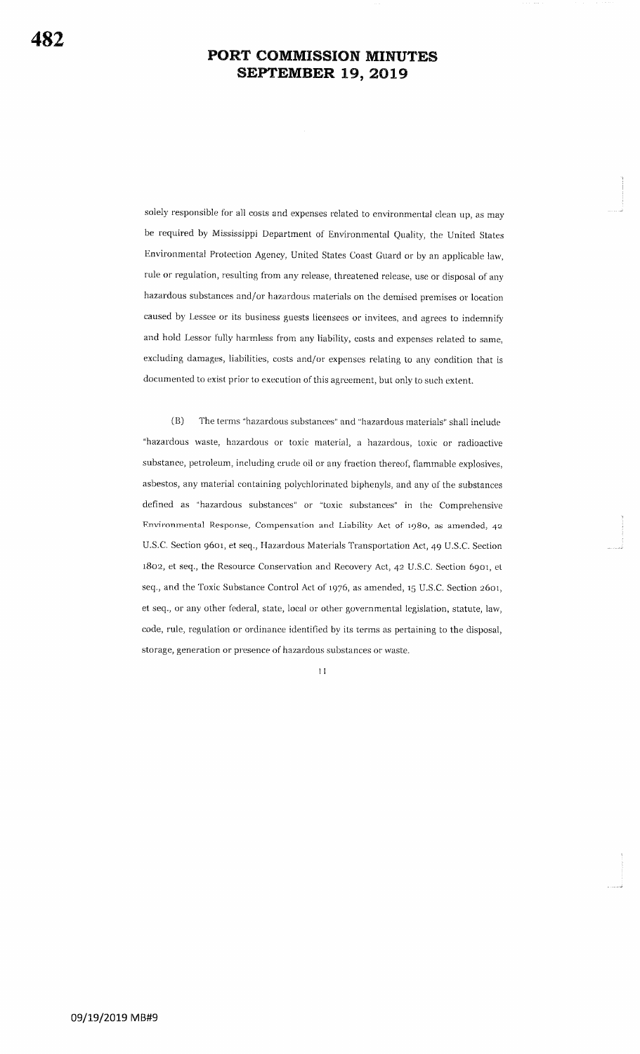solely responsible for all costs and expenses related to environmental clean up, as may be required by Mississippi Department of Environmental Quality, the United States Environmental Protection Agency, United States Coast Guard or by an applicable law, rule or regulation, resulting from any release, threatened release, use or disposal of any hazardous substances and/or hazardous materials on the demised premises or location caused by Lessee or its business guests licensees or invitees, and agrees to indemnify and hold Lessor fully harmless from any liability, costs and expenses related to same, excluding damages, liabilities, costs and/or expenses relating to any condition that is documented to exist prior to execution of this agreement, but only to such extent.

(B) The terms "hazardous substances" and "hazardous materials" shall include "hazardous waste, hazardous or toxic material, a hazardous, toxic or radioactive substance, petroleum, including crude oil or any fraction thereof, flammable explosives, asbestos, any material containing polychlorinated biphenyls, and any of the substances defined as "hazardous substances" or "toxic substances" in the Comprehensive Environmental Response, Compensation and Liability Act of 1980, as amended, 42 U.S.C. Section 9601, et seq., Hazardous Materials Transportation Act, 49 U.S.C. Section 1802, et seq., the Resource Conservation and Recovery Act, 42 U.S.C. Section 6901, et seq., and the Toxic Substance Control Act of 1976, as amended, 15 U.S.C. Section 2601, et seq., or any other federal, state, local or other governmental legislation, statute, law, code, rule, regulation or ordinance identified by its terms as pertaining to the disposal, storage, generation or presence of hazardous substances or waste.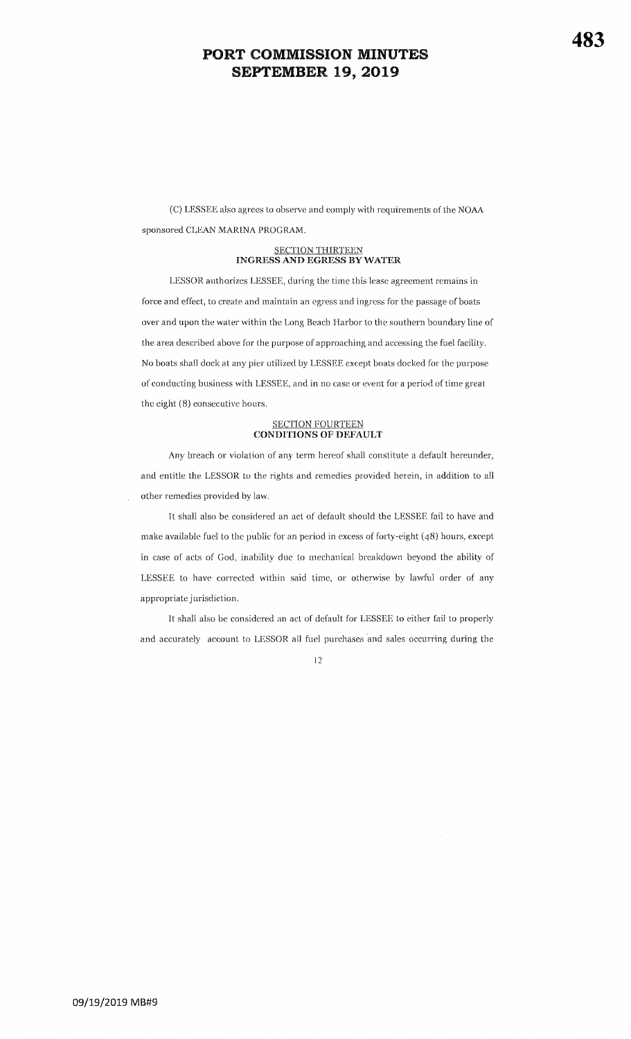(C) LESSEE also agrees to observe and comply with requirements of the NOAA sponsored CLEAN MARINA PROGRAM.

## SECTION THIRTEEN
## INGRESS AND EGRESS BY WATER

LESSOR authorizes LESSEE, during the time this lease agreement remains in force and effect, to create and maintain an egress and ingress for the passage of boats over and upon the water within the Long Beach Harbor to the southern boundary line of the area described above for the purpose of approaching and accessing the fuel facility. No boats shall dock at any pier utilized by LESSEE except boats docked for the purpose of conducting business with LESSEE, and in no case or event for a period of time great the eight (8) consecutive hours.

## SECTION FOURTEEN
## CONDITIONS OF DEFAULT

Any breach or violation of any term hereof shall constitute a default hereunder, and entitle the LESSOR to the rights and remedies provided herein, in addition to all other remedies provided by law.

It shall also be considered an act of default should the LESSEE fail to have and make available fuel to the public for an period in excess of forty-eight (48) hours, except in case of acts of God, inability due to mechanical breakdown beyond the ability of LESSEE to have corrected within said time, or otherwise by lawful order of any appropriate jurisdiction.

It shall also be considered an act of default for LESSEE to either fail to properly and accurately account to LESSOR all fuel purchases and sales occurring during the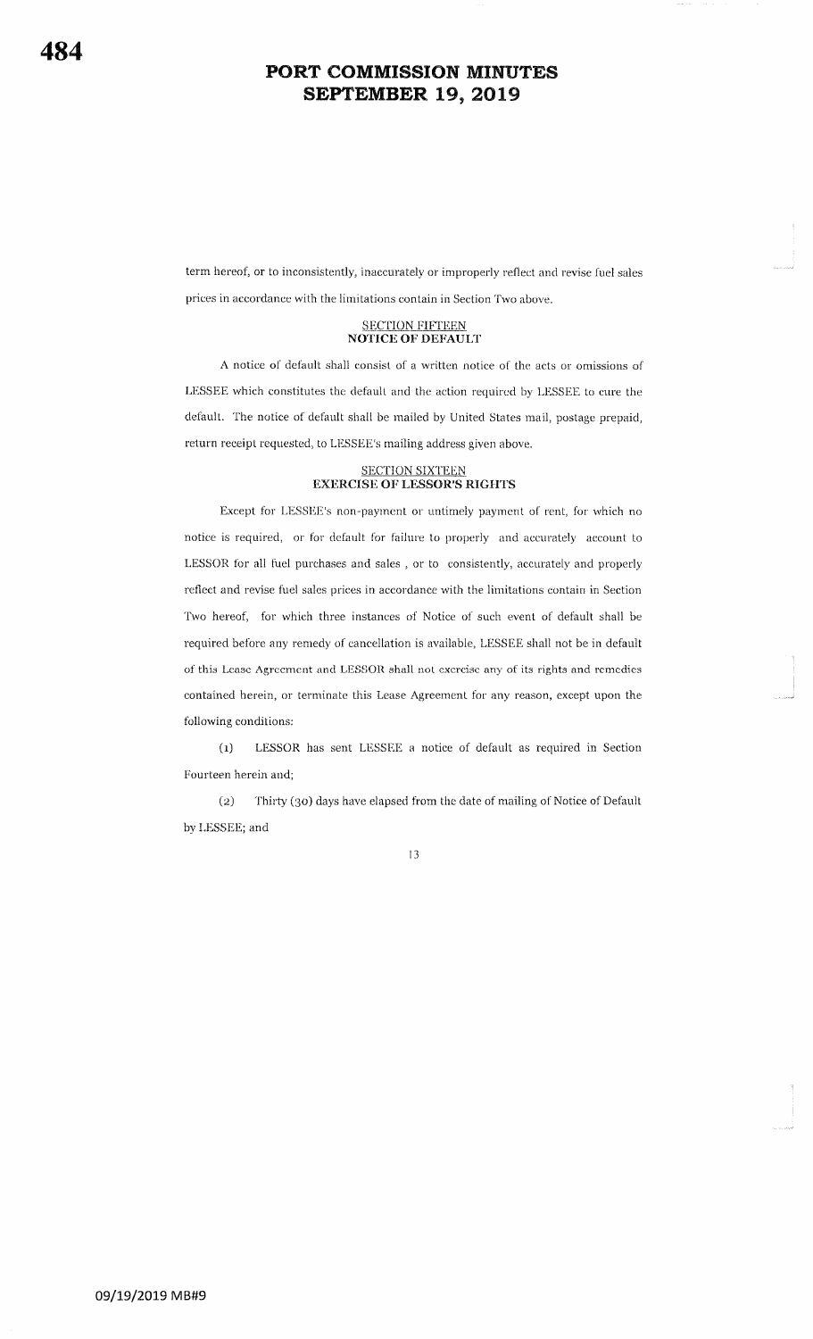term hereof, or to inconsistently, inaccurately or improperly reflect and revise fuel sales prices in accordance with the limitations contain in Section Two above.

## SECTION FIFTEEN
## NOTICE OF DEFAULT

A notice of default shall consist of a written notice of the acts or omissions of LESSEE which constitutes the default and the action required by LESSEE to cure the default. The notice of default shall be mailed by United States mail, postage prepaid, return receipt requested, to LESSEE's mailing address given above.

## SECTION SIXTEEN
## EXERCISE OF LESSOR'S RIGHTS

Except for LESSEE's non-payment or untimely payment of rent, for which no notice is required, or for default for failure to properly and accurately account to LESSOR for all fuel purchases and sales , or to consistently, accurately and properly reflect and revise fuel sales prices in accordance with the limitations contain in Section Two hereof, for which three instances of Notice of such event of default shall be required before any remedy of cancellation is available, LESSEE shall not be in default of this Lease Agreement and LESSOR shall not exercise any of its rights and remedies contained herein, or terminate this Lease Agreement for any reason, except upon the following conditions:

(1) LESSOR has sent LESSEE a notice of default as required in Section Fourteen herein and;

(2) Thirty (30) days have elapsed from the date of mailing of Notice of Default by LESSEE; and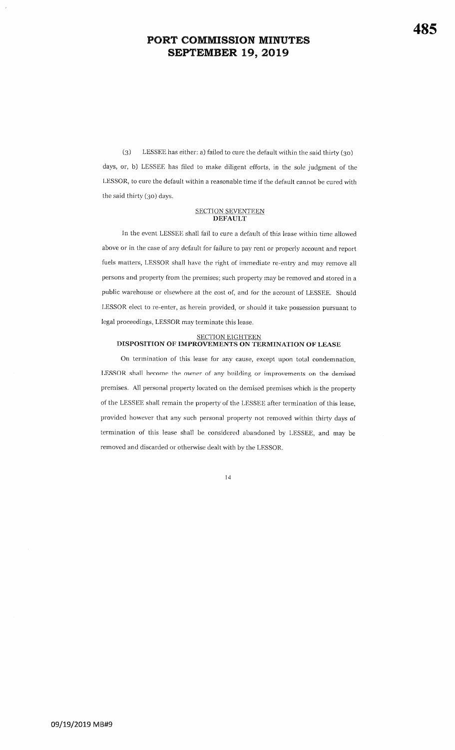(3) LESSEE has either: a) failed to cure the default within the said thirty (30) days, or, b) LESSEE has filed to make diligent efforts, in the sole judgment of the LESSOR, to cure the default within a reasonable time if the default cannot be cured with the said thirty (30) days.

## SECTION SEVENTEEN
## DEFAULT

In the event LESSEE shall fail to cure a default of this lease within time allowed above or in the case of any default for failure to pay rent or properly account and report fuels matters, LESSOR shall have the right of immediate re-entry and may remove all persons and property from the premises; such property may be removed and stored in a public warehouse or elsewhere at the cost of, and for the account of LESSEE. Should LESSOR elect to re-enter, as herein provided, or should it take possession pursuant to legal proceedings, LESSOR may terminate this lease.

## SECTION EIGHTEEN
## DISPOSITION OF IMPROVEMENTS ON TERMINATION OF LEASE

On termination of this lease for any cause, except upon total condemnation, LESSOR shall become the owner of any building or improvements on the demised premises. All personal property located on the demised premises which is the property of the LESSEE shall remain the property of the LESSEE after termination of this lease, provided however that any such personal property not removed within thirty days of termination of this lease shall be considered abandoned by LESSEE, and may be removed and discarded or otherwise dealt with by the LESSOR.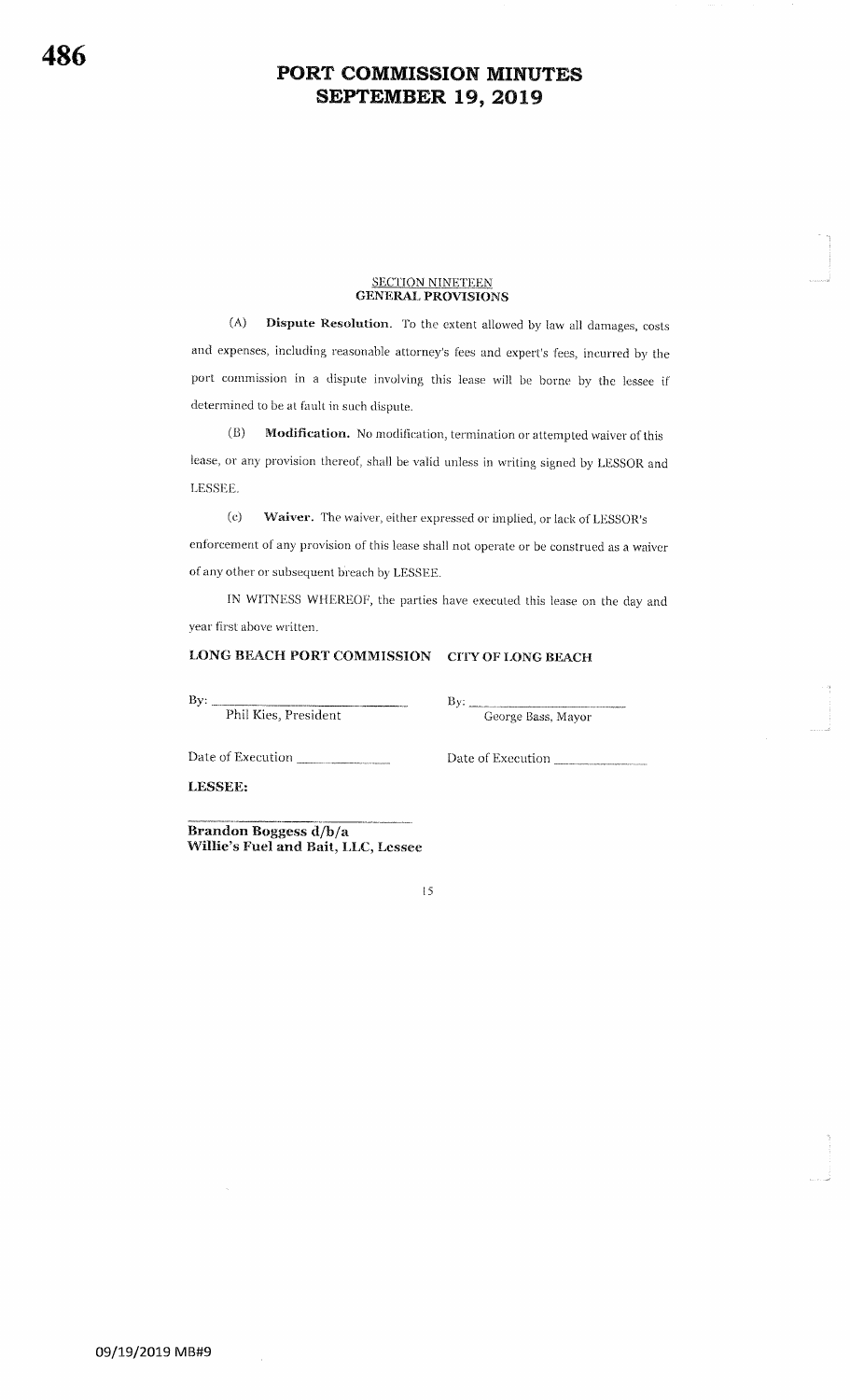## SECTION NINETEEN
## GENERAL PROVISIONS

(A) **Dispute Resolution.** To the extent allowed by law all damages, costs and expenses, including reasonable attorney's fees and expert's fees, incurred by the port commission in a dispute involving this lease will be borne by the lessee if determined to be at fault in such dispute.

(B) **Modification.** No modification, termination or attempted waiver of this lease, or any provision thereof, shall be valid unless in writing signed by LESSOR and LESSEE.

(c) **Waiver.** The waiver, either expressed or implied, or lack of LESSOR'S enforcement of any provision of this lease shall not operate or be construed as a waiver of any other or subsequent breach by LESSEE.

IN WITNESS WHEREOF, the parties have executed this lease on the day and year first above written.

**LONG BEACH PORT COMMISSION**

By: ______________________________
Phil Kies, President

Date of Execution ______________

**CITY OF LONG BEACH**

By: ______________________________
George Bass, Mayor

Date of Execution ______________

**LESSEE:**

______________________________
**Brandon Boggess d/b/a**
**Willie's Fuel and Bait, LLC, Lessee**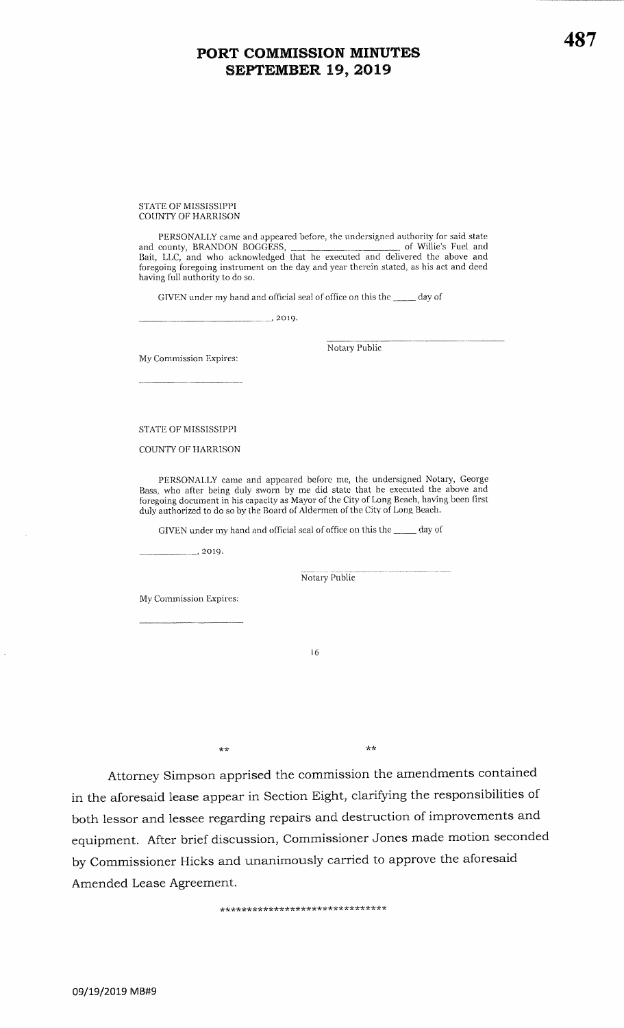STATE OF MISSISSIPPI
COUNTY OF HARRISON

PERSONALLY came and appeared before, the undersigned authority for said state and county, BRANDON BOGGESS, ______________________ of Willie's Fuel and Bait, LLC, and who acknowledged that he executed and delivered the above and foregoing foregoing instrument on the day and year therein stated, as his act and deed having full authority to do so.

GIVEN under my hand and official seal of office on this the _____ day of

______________________________, 2019.

______________________________
Notary Public

My Commission Expires:

______________________

STATE OF MISSISSIPPI

COUNTY OF HARRISON

PERSONALLY came and appeared before me, the undersigned Notary, George Bass, who after being duly sworn by me did state that he executed the above and foregoing document in his capacity as Mayor of the City of Long Beach, having been first duly authorized to do so by the Board of Aldermen of the City of Long Beach.

GIVEN under my hand and official seal of office on this the _____ day of

______________, 2019.

______________________________
Notary Public

My Commission Expires:

______________________

16

** **

Attorney Simpson apprised the commission the amendments contained in the aforesaid lease appear in Section Eight, clarifying the responsibilities of both lessor and lessee regarding repairs and destruction of improvements and equipment. After brief discussion, Commissioner Jones made motion seconded by Commissioner Hicks and unanimously carried to approve the aforesaid Amended Lease Agreement.

******************************

09/19/2019 MB#9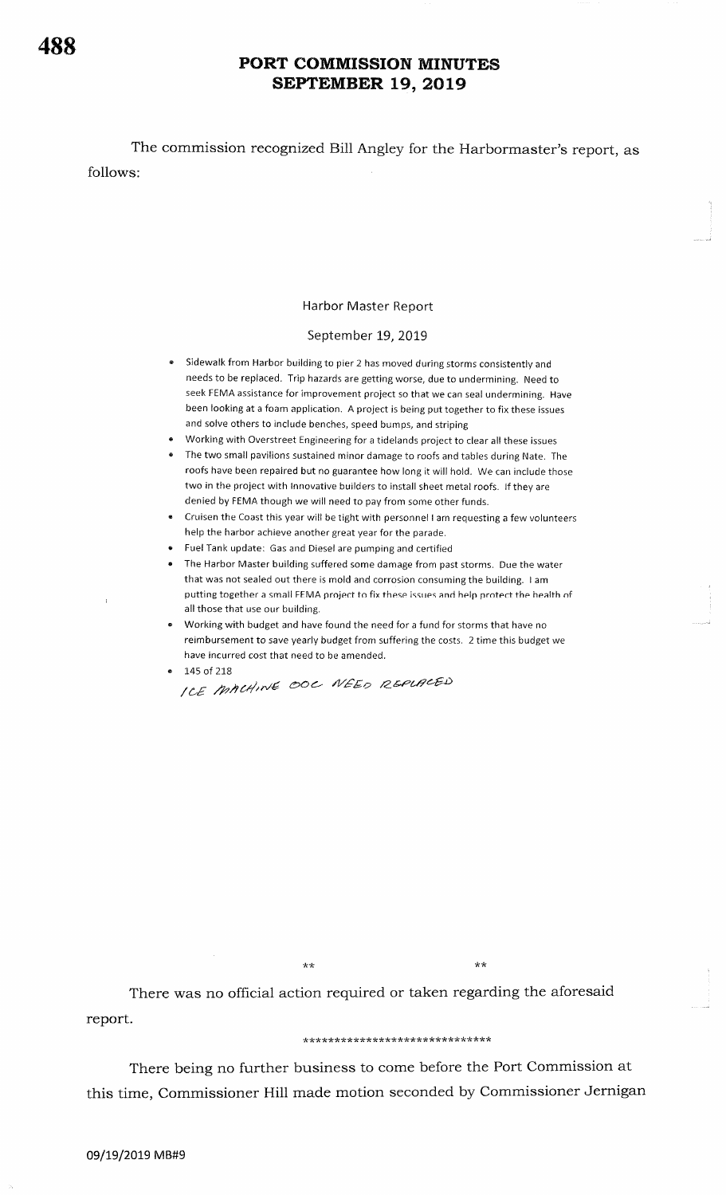# PORT COMMISSION MINUTES
# SEPTEMBER 19, 2019

The commission recognized Bill Angley for the Harbormaster's report, as follows:

## Harbor Master Report

September 19, 2019

- Sidewalk from Harbor building to pier 2 has moved during storms consistently and needs to be replaced. Trip hazards are getting worse, due to undermining. Need to seek FEMA assistance for improvement project so that we can seal undermining. Have been looking at a foam application. A project is being put together to fix these issues and solve others to include benches, speed bumps, and striping
- Working with Overstreet Engineering for a tidelands project to clear all these issues
- The two small pavilions sustained minor damage to roofs and tables during Nate. The roofs have been repaired but no guarantee how long it will hold. We can include those two in the project with Innovative builders to install sheet metal roofs. If they are denied by FEMA though we will need to pay from some other funds.
- Cruisen the Coast this year will be tight with personnel I am requesting a few volunteers help the harbor achieve another great year for the parade.
- Fuel Tank update: Gas and Diesel are pumping and certified
- The Harbor Master building suffered some damage from past storms. Due the water that was not sealed out there is mold and corrosion consuming the building. I am putting together a small FEMA project to fix these issues and help protect the health of all those that use our building.
- Working with budget and have found the need for a fund for storms that have no reimbursement to save yearly budget from suffering the costs. 2 time this budget we have incurred cost that need to be amended.
- 145 of 218

ICE MACHINE OOC NEED REPLACED

** **

There was no official action required or taken regarding the aforesaid report.

******************************

There being no further business to come before the Port Commission at this time, Commissioner Hill made motion seconded by Commissioner Jernigan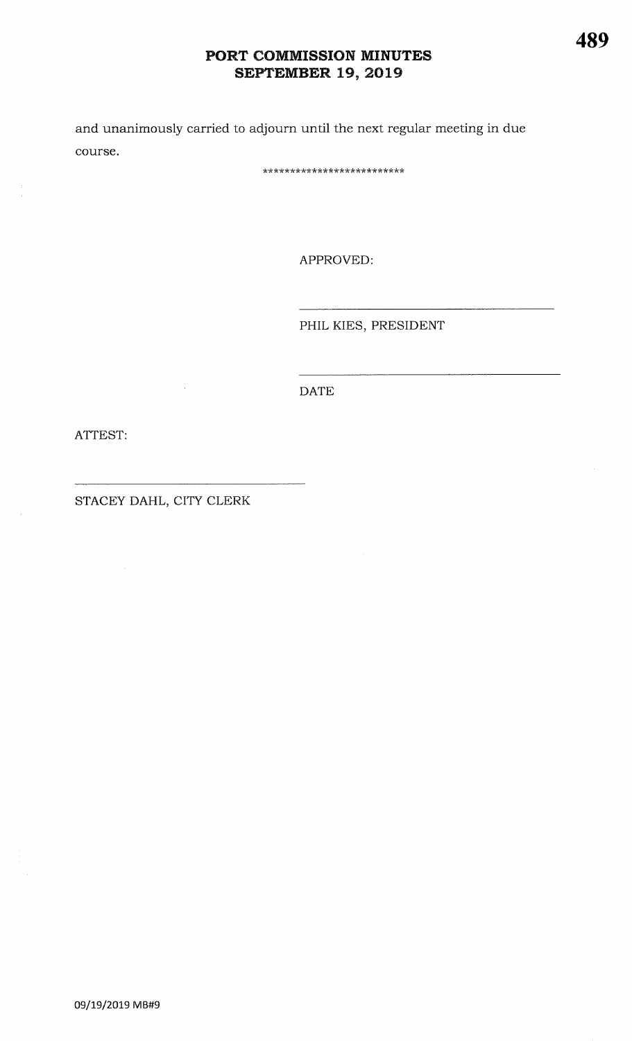and unanimously carried to adjourn until the next regular meeting in due course.

**************************

APPROVED:

\_\_\_\_\_\_\_\_\_\_\_\_\_\_\_\_\_\_\_\_\_\_\_\_\_\_\_\_\_\_\_\_\_\_\_\_\_\_

PHIL KIES, PRESIDENT

\_\_\_\_\_\_\_\_\_\_\_\_\_\_\_\_\_\_\_\_\_\_\_\_\_\_\_\_\_\_\_\_\_\_\_\_\_\_

DATE

ATTEST:

\_\_\_\_\_\_\_\_\_\_\_\_\_\_\_\_\_\_\_\_\_\_\_\_\_\_\_\_\_\_\_\_\_\_\_\_\_\_

STACEY DAHL, CITY CLERK

09/19/2019 MB#9